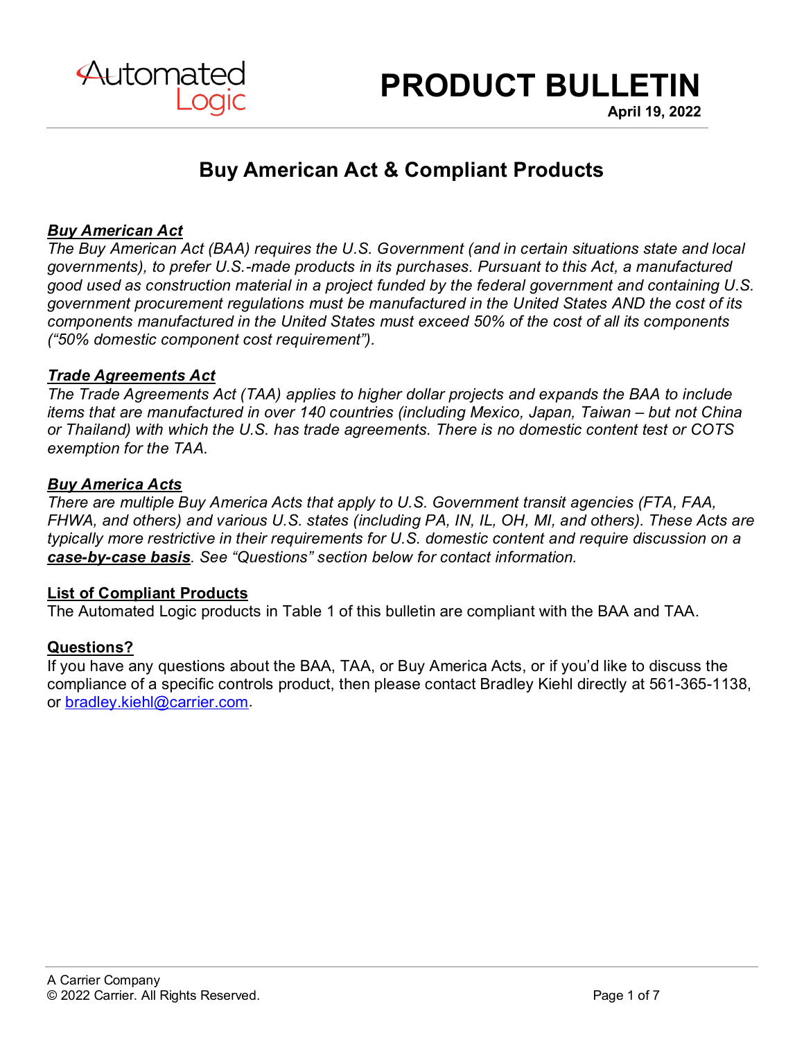Automated Logic

# PRODUCT BULLETIN

**April 19, 2022**

## Buy American Act & Compliant Products

***Buy American Act***

*The Buy American Act (BAA) requires the U.S. Government (and in certain situations state and local governments), to prefer U.S.-made products in its purchases. Pursuant to this Act, a manufactured good used as construction material in a project funded by the federal government and containing U.S. government procurement regulations must be manufactured in the United States AND the cost of its components manufactured in the United States must exceed 50% of the cost of all its components ("50% domestic component cost requirement").*

***Trade Agreements Act***

*The Trade Agreements Act (TAA) applies to higher dollar projects and expands the BAA to include items that are manufactured in over 140 countries (including Mexico, Japan, Taiwan – but not China or Thailand) with which the U.S. has trade agreements. There is no domestic content test or COTS exemption for the TAA.*

***Buy America Acts***

*There are multiple Buy America Acts that apply to U.S. Government transit agencies (FTA, FAA, FHWA, and others) and various U.S. states (including PA, IN, IL, OH, MI, and others). These Acts are typically more restrictive in their requirements for U.S. domestic content and require discussion on a* ***case-by-case basis****. See "Questions" section below for contact information.*

**List of Compliant Products**

The Automated Logic products in Table 1 of this bulletin are compliant with the BAA and TAA.

**Questions?**

If you have any questions about the BAA, TAA, or Buy America Acts, or if you'd like to discuss the compliance of a specific controls product, then please contact Bradley Kiehl directly at 561-365-1138, or bradley.kiehl@carrier.com.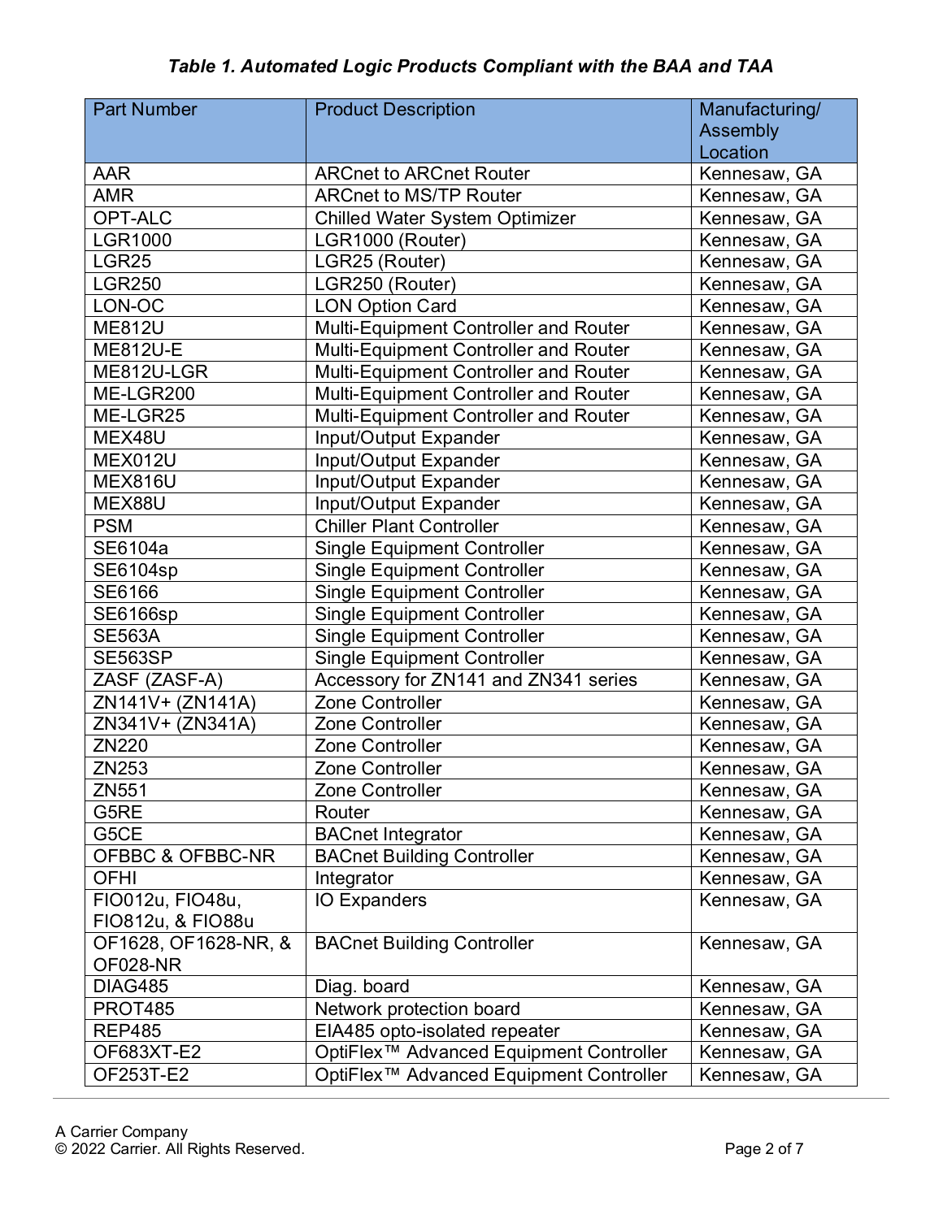***Table 1. Automated Logic Products Compliant with the BAA and TAA***

| Part Number | Product Description | Manufacturing/ Assembly Location |
|---|---|---|
| AAR | ARCnet to ARCnet Router | Kennesaw, GA |
| AMR | ARCnet to MS/TP Router | Kennesaw, GA |
| OPT-ALC | Chilled Water System Optimizer | Kennesaw, GA |
| LGR1000 | LGR1000 (Router) | Kennesaw, GA |
| LGR25 | LGR25 (Router) | Kennesaw, GA |
| LGR250 | LGR250 (Router) | Kennesaw, GA |
| LON-OC | LON Option Card | Kennesaw, GA |
| ME812U | Multi-Equipment Controller and Router | Kennesaw, GA |
| ME812U-E | Multi-Equipment Controller and Router | Kennesaw, GA |
| ME812U-LGR | Multi-Equipment Controller and Router | Kennesaw, GA |
| ME-LGR200 | Multi-Equipment Controller and Router | Kennesaw, GA |
| ME-LGR25 | Multi-Equipment Controller and Router | Kennesaw, GA |
| MEX48U | Input/Output Expander | Kennesaw, GA |
| MEX012U | Input/Output Expander | Kennesaw, GA |
| MEX816U | Input/Output Expander | Kennesaw, GA |
| MEX88U | Input/Output Expander | Kennesaw, GA |
| PSM | Chiller Plant Controller | Kennesaw, GA |
| SE6104a | Single Equipment Controller | Kennesaw, GA |
| SE6104sp | Single Equipment Controller | Kennesaw, GA |
| SE6166 | Single Equipment Controller | Kennesaw, GA |
| SE6166sp | Single Equipment Controller | Kennesaw, GA |
| SE563A | Single Equipment Controller | Kennesaw, GA |
| SE563SP | Single Equipment Controller | Kennesaw, GA |
| ZASF (ZASF-A) | Accessory for ZN141 and ZN341 series | Kennesaw, GA |
| ZN141V+ (ZN141A) | Zone Controller | Kennesaw, GA |
| ZN341V+ (ZN341A) | Zone Controller | Kennesaw, GA |
| ZN220 | Zone Controller | Kennesaw, GA |
| ZN253 | Zone Controller | Kennesaw, GA |
| ZN551 | Zone Controller | Kennesaw, GA |
| G5RE | Router | Kennesaw, GA |
| G5CE | BACnet Integrator | Kennesaw, GA |
| OFBBC & OFBBC-NR | BACnet Building Controller | Kennesaw, GA |
| OFHI | Integrator | Kennesaw, GA |
| FIO012u, FIO48u, FIO812u, & FIO88u | IO Expanders | Kennesaw, GA |
| OF1628, OF1628-NR, & OF028-NR | BACnet Building Controller | Kennesaw, GA |
| DIAG485 | Diag. board | Kennesaw, GA |
| PROT485 | Network protection board | Kennesaw, GA |
| REP485 | EIA485 opto-isolated repeater | Kennesaw, GA |
| OF683XT-E2 | OptiFlex™ Advanced Equipment Controller | Kennesaw, GA |
| OF253T-E2 | OptiFlex™ Advanced Equipment Controller | Kennesaw, GA |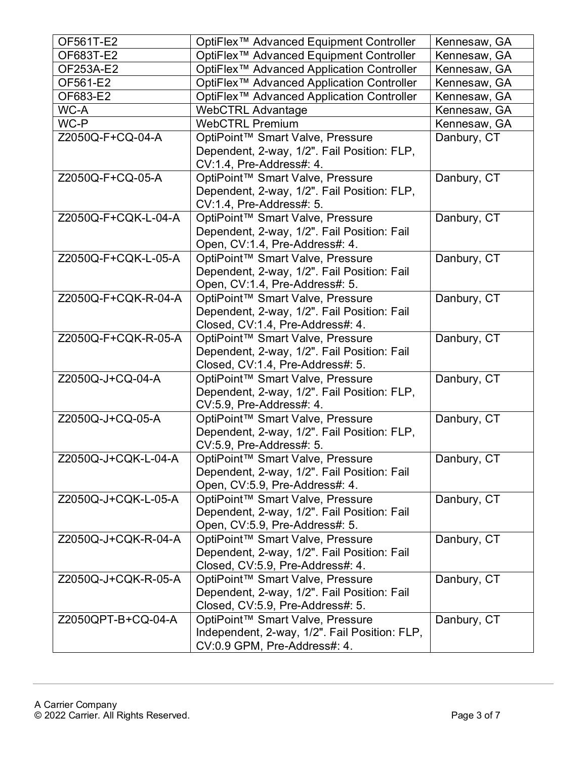| | | |
|---|---|---|
| OF561T-E2 | OptiFlex™ Advanced Equipment Controller | Kennesaw, GA |
| OF683T-E2 | OptiFlex™ Advanced Equipment Controller | Kennesaw, GA |
| OF253A-E2 | OptiFlex™ Advanced Application Controller | Kennesaw, GA |
| OF561-E2 | OptiFlex™ Advanced Application Controller | Kennesaw, GA |
| OF683-E2 | OptiFlex™ Advanced Application Controller | Kennesaw, GA |
| WC-A | WebCTRL Advantage | Kennesaw, GA |
| WC-P | WebCTRL Premium | Kennesaw, GA |
| Z2050Q-F+CQ-04-A | OptiPoint™ Smart Valve, Pressure Dependent, 2-way, 1/2". Fail Position: FLP, CV:1.4, Pre-Address#: 4. | Danbury, CT |
| Z2050Q-F+CQ-05-A | OptiPoint™ Smart Valve, Pressure Dependent, 2-way, 1/2". Fail Position: FLP, CV:1.4, Pre-Address#: 5. | Danbury, CT |
| Z2050Q-F+CQK-L-04-A | OptiPoint™ Smart Valve, Pressure Dependent, 2-way, 1/2". Fail Position: Fail Open, CV:1.4, Pre-Address#: 4. | Danbury, CT |
| Z2050Q-F+CQK-L-05-A | OptiPoint™ Smart Valve, Pressure Dependent, 2-way, 1/2". Fail Position: Fail Open, CV:1.4, Pre-Address#: 5. | Danbury, CT |
| Z2050Q-F+CQK-R-04-A | OptiPoint™ Smart Valve, Pressure Dependent, 2-way, 1/2". Fail Position: Fail Closed, CV:1.4, Pre-Address#: 4. | Danbury, CT |
| Z2050Q-F+CQK-R-05-A | OptiPoint™ Smart Valve, Pressure Dependent, 2-way, 1/2". Fail Position: Fail Closed, CV:1.4, Pre-Address#: 5. | Danbury, CT |
| Z2050Q-J+CQ-04-A | OptiPoint™ Smart Valve, Pressure Dependent, 2-way, 1/2". Fail Position: FLP, CV:5.9, Pre-Address#: 4. | Danbury, CT |
| Z2050Q-J+CQ-05-A | OptiPoint™ Smart Valve, Pressure Dependent, 2-way, 1/2". Fail Position: FLP, CV:5.9, Pre-Address#: 5. | Danbury, CT |
| Z2050Q-J+CQK-L-04-A | OptiPoint™ Smart Valve, Pressure Dependent, 2-way, 1/2". Fail Position: Fail Open, CV:5.9, Pre-Address#: 4. | Danbury, CT |
| Z2050Q-J+CQK-L-05-A | OptiPoint™ Smart Valve, Pressure Dependent, 2-way, 1/2". Fail Position: Fail Open, CV:5.9, Pre-Address#: 5. | Danbury, CT |
| Z2050Q-J+CQK-R-04-A | OptiPoint™ Smart Valve, Pressure Dependent, 2-way, 1/2". Fail Position: Fail Closed, CV:5.9, Pre-Address#: 4. | Danbury, CT |
| Z2050Q-J+CQK-R-05-A | OptiPoint™ Smart Valve, Pressure Dependent, 2-way, 1/2". Fail Position: Fail Closed, CV:5.9, Pre-Address#: 5. | Danbury, CT |
| Z2050QPT-B+CQ-04-A | OptiPoint™ Smart Valve, Pressure Independent, 2-way, 1/2". Fail Position: FLP, CV:0.9 GPM, Pre-Address#: 4. | Danbury, CT |

A Carrier Company
© 2022 Carrier. All Rights Reserved.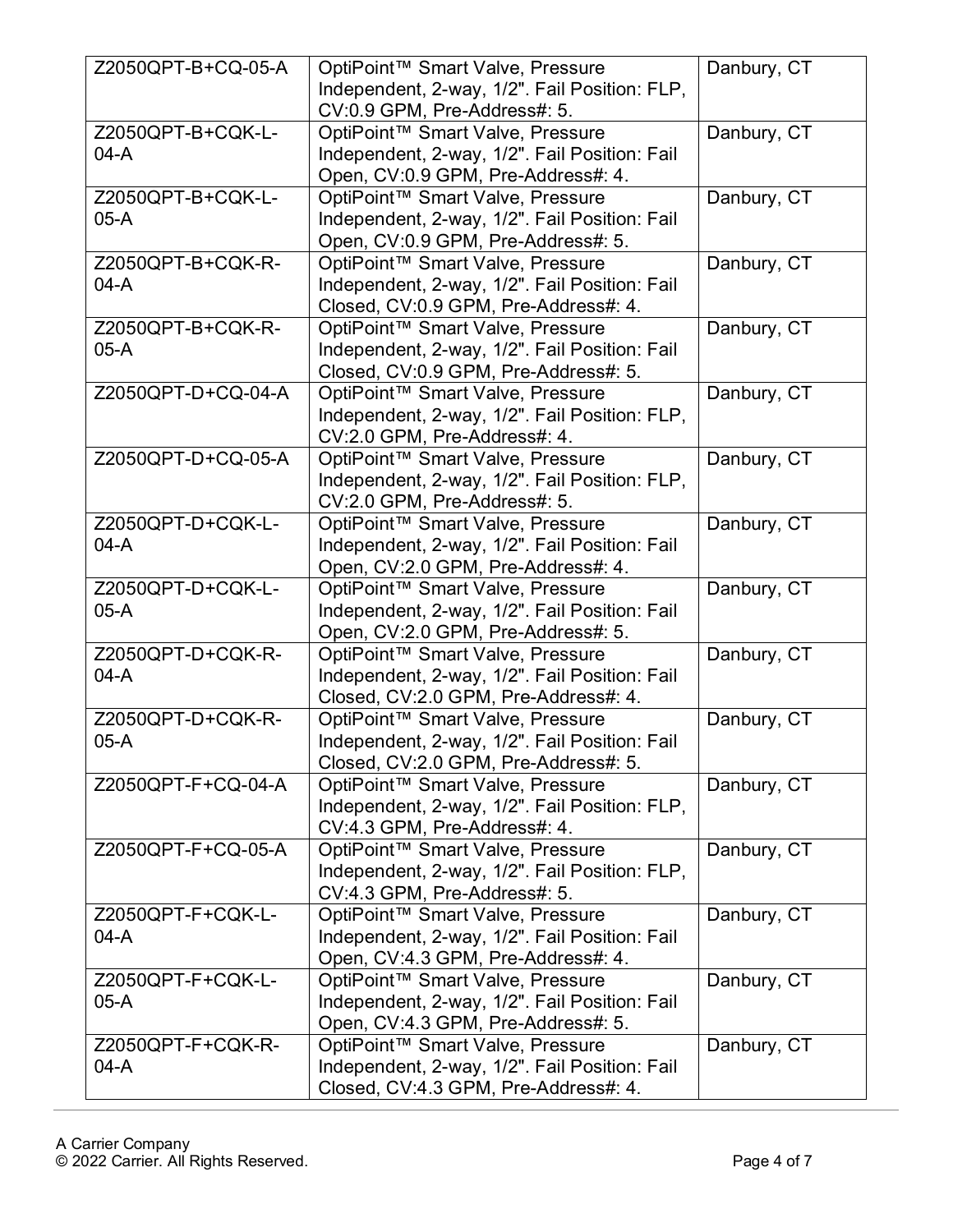| | | |
|---|---|---|
| Z2050QPT-B+CQ-05-A | OptiPoint™ Smart Valve, Pressure Independent, 2-way, 1/2". Fail Position: FLP, CV:0.9 GPM, Pre-Address#: 5. | Danbury, CT |
| Z2050QPT-B+CQK-L-04-A | OptiPoint™ Smart Valve, Pressure Independent, 2-way, 1/2". Fail Position: Fail Open, CV:0.9 GPM, Pre-Address#: 4. | Danbury, CT |
| Z2050QPT-B+CQK-L-05-A | OptiPoint™ Smart Valve, Pressure Independent, 2-way, 1/2". Fail Position: Fail Open, CV:0.9 GPM, Pre-Address#: 5. | Danbury, CT |
| Z2050QPT-B+CQK-R-04-A | OptiPoint™ Smart Valve, Pressure Independent, 2-way, 1/2". Fail Position: Fail Closed, CV:0.9 GPM, Pre-Address#: 4. | Danbury, CT |
| Z2050QPT-B+CQK-R-05-A | OptiPoint™ Smart Valve, Pressure Independent, 2-way, 1/2". Fail Position: Fail Closed, CV:0.9 GPM, Pre-Address#: 5. | Danbury, CT |
| Z2050QPT-D+CQ-04-A | OptiPoint™ Smart Valve, Pressure Independent, 2-way, 1/2". Fail Position: FLP, CV:2.0 GPM, Pre-Address#: 4. | Danbury, CT |
| Z2050QPT-D+CQ-05-A | OptiPoint™ Smart Valve, Pressure Independent, 2-way, 1/2". Fail Position: FLP, CV:2.0 GPM, Pre-Address#: 5. | Danbury, CT |
| Z2050QPT-D+CQK-L-04-A | OptiPoint™ Smart Valve, Pressure Independent, 2-way, 1/2". Fail Position: Fail Open, CV:2.0 GPM, Pre-Address#: 4. | Danbury, CT |
| Z2050QPT-D+CQK-L-05-A | OptiPoint™ Smart Valve, Pressure Independent, 2-way, 1/2". Fail Position: Fail Open, CV:2.0 GPM, Pre-Address#: 5. | Danbury, CT |
| Z2050QPT-D+CQK-R-04-A | OptiPoint™ Smart Valve, Pressure Independent, 2-way, 1/2". Fail Position: Fail Closed, CV:2.0 GPM, Pre-Address#: 4. | Danbury, CT |
| Z2050QPT-D+CQK-R-05-A | OptiPoint™ Smart Valve, Pressure Independent, 2-way, 1/2". Fail Position: Fail Closed, CV:2.0 GPM, Pre-Address#: 5. | Danbury, CT |
| Z2050QPT-F+CQ-04-A | OptiPoint™ Smart Valve, Pressure Independent, 2-way, 1/2". Fail Position: FLP, CV:4.3 GPM, Pre-Address#: 4. | Danbury, CT |
| Z2050QPT-F+CQ-05-A | OptiPoint™ Smart Valve, Pressure Independent, 2-way, 1/2". Fail Position: FLP, CV:4.3 GPM, Pre-Address#: 5. | Danbury, CT |
| Z2050QPT-F+CQK-L-04-A | OptiPoint™ Smart Valve, Pressure Independent, 2-way, 1/2". Fail Position: Fail Open, CV:4.3 GPM, Pre-Address#: 4. | Danbury, CT |
| Z2050QPT-F+CQK-L-05-A | OptiPoint™ Smart Valve, Pressure Independent, 2-way, 1/2". Fail Position: Fail Open, CV:4.3 GPM, Pre-Address#: 5. | Danbury, CT |
| Z2050QPT-F+CQK-R-04-A | OptiPoint™ Smart Valve, Pressure Independent, 2-way, 1/2". Fail Position: Fail Closed, CV:4.3 GPM, Pre-Address#: 4. | Danbury, CT |

A Carrier Company
© 2022 Carrier. All Rights Reserved.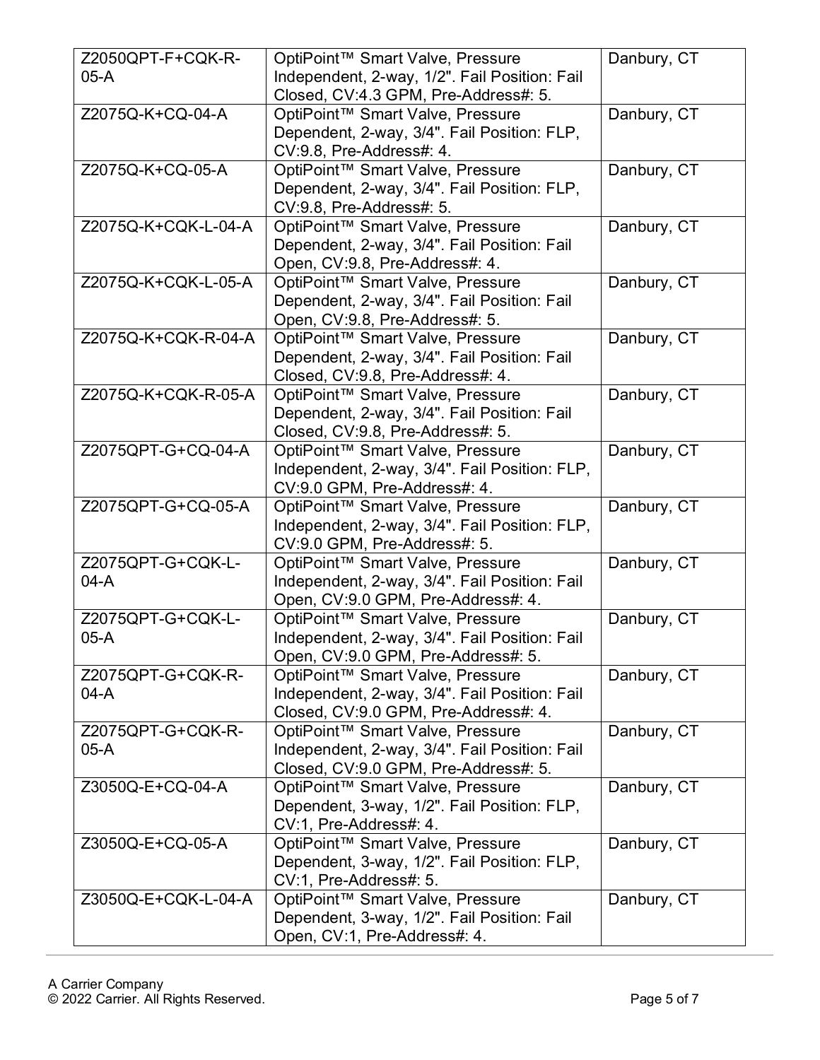| | | |
|---|---|---|
| Z2050QPT-F+CQK-R-05-A | OptiPoint™ Smart Valve, Pressure Independent, 2-way, 1/2". Fail Position: Fail Closed, CV:4.3 GPM, Pre-Address#: 5. | Danbury, CT |
| Z2075Q-K+CQ-04-A | OptiPoint™ Smart Valve, Pressure Dependent, 2-way, 3/4". Fail Position: FLP, CV:9.8, Pre-Address#: 4. | Danbury, CT |
| Z2075Q-K+CQ-05-A | OptiPoint™ Smart Valve, Pressure Dependent, 2-way, 3/4". Fail Position: FLP, CV:9.8, Pre-Address#: 5. | Danbury, CT |
| Z2075Q-K+CQK-L-04-A | OptiPoint™ Smart Valve, Pressure Dependent, 2-way, 3/4". Fail Position: Fail Open, CV:9.8, Pre-Address#: 4. | Danbury, CT |
| Z2075Q-K+CQK-L-05-A | OptiPoint™ Smart Valve, Pressure Dependent, 2-way, 3/4". Fail Position: Fail Open, CV:9.8, Pre-Address#: 5. | Danbury, CT |
| Z2075Q-K+CQK-R-04-A | OptiPoint™ Smart Valve, Pressure Dependent, 2-way, 3/4". Fail Position: Fail Closed, CV:9.8, Pre-Address#: 4. | Danbury, CT |
| Z2075Q-K+CQK-R-05-A | OptiPoint™ Smart Valve, Pressure Dependent, 2-way, 3/4". Fail Position: Fail Closed, CV:9.8, Pre-Address#: 5. | Danbury, CT |
| Z2075QPT-G+CQ-04-A | OptiPoint™ Smart Valve, Pressure Independent, 2-way, 3/4". Fail Position: FLP, CV:9.0 GPM, Pre-Address#: 4. | Danbury, CT |
| Z2075QPT-G+CQ-05-A | OptiPoint™ Smart Valve, Pressure Independent, 2-way, 3/4". Fail Position: FLP, CV:9.0 GPM, Pre-Address#: 5. | Danbury, CT |
| Z2075QPT-G+CQK-L-04-A | OptiPoint™ Smart Valve, Pressure Independent, 2-way, 3/4". Fail Position: Fail Open, CV:9.0 GPM, Pre-Address#: 4. | Danbury, CT |
| Z2075QPT-G+CQK-L-05-A | OptiPoint™ Smart Valve, Pressure Independent, 2-way, 3/4". Fail Position: Fail Open, CV:9.0 GPM, Pre-Address#: 5. | Danbury, CT |
| Z2075QPT-G+CQK-R-04-A | OptiPoint™ Smart Valve, Pressure Independent, 2-way, 3/4". Fail Position: Fail Closed, CV:9.0 GPM, Pre-Address#: 4. | Danbury, CT |
| Z2075QPT-G+CQK-R-05-A | OptiPoint™ Smart Valve, Pressure Independent, 2-way, 3/4". Fail Position: Fail Closed, CV:9.0 GPM, Pre-Address#: 5. | Danbury, CT |
| Z3050Q-E+CQ-04-A | OptiPoint™ Smart Valve, Pressure Dependent, 3-way, 1/2". Fail Position: FLP, CV:1, Pre-Address#: 4. | Danbury, CT |
| Z3050Q-E+CQ-05-A | OptiPoint™ Smart Valve, Pressure Dependent, 3-way, 1/2". Fail Position: FLP, CV:1, Pre-Address#: 5. | Danbury, CT |
| Z3050Q-E+CQK-L-04-A | OptiPoint™ Smart Valve, Pressure Dependent, 3-way, 1/2". Fail Position: Fail Open, CV:1, Pre-Address#: 4. | Danbury, CT |

A Carrier Company
© 2022 Carrier. All Rights Reserved.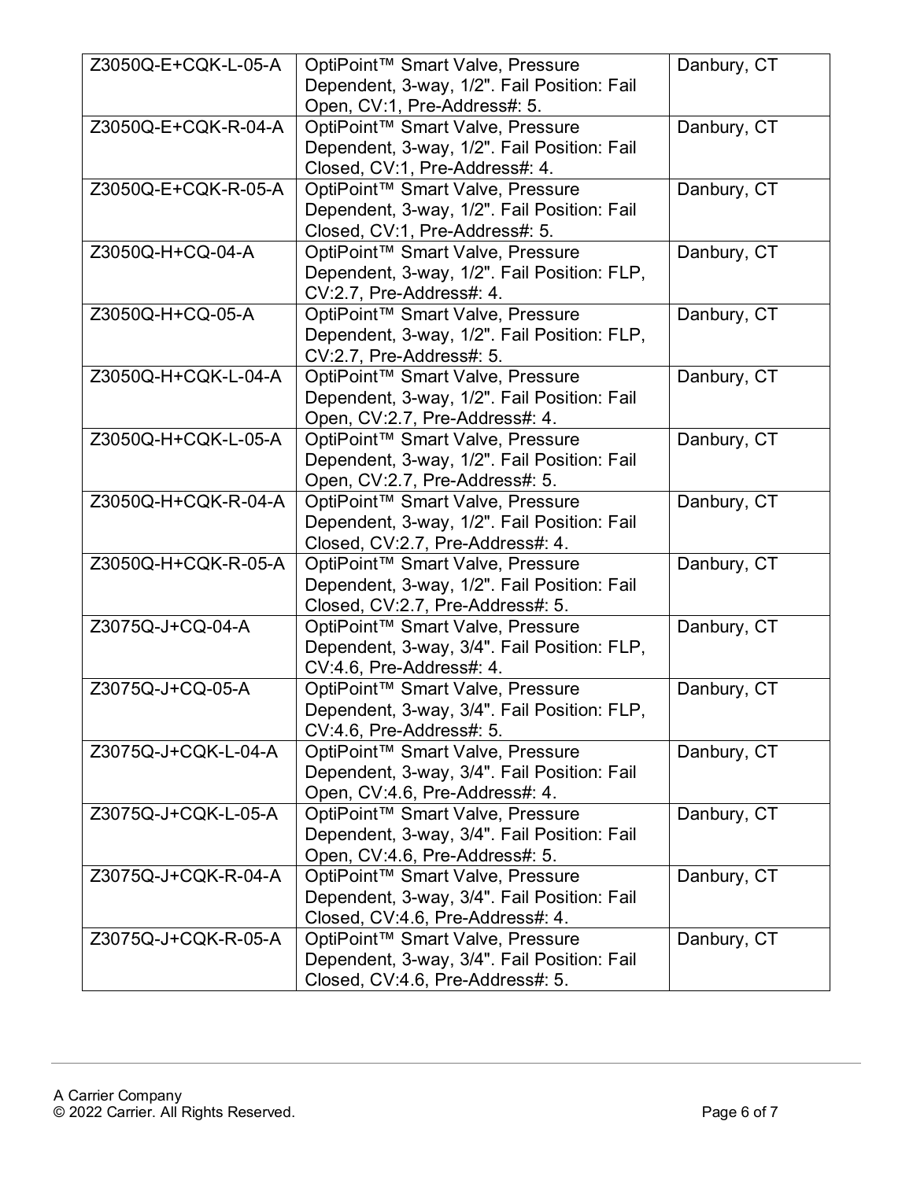| Z3050Q-E+CQK-L-05-A | OptiPoint™ Smart Valve, Pressure Dependent, 3-way, 1/2". Fail Position: Fail Open, CV:1, Pre-Address#: 5. | Danbury, CT |
|---|---|---|
| Z3050Q-E+CQK-R-04-A | OptiPoint™ Smart Valve, Pressure Dependent, 3-way, 1/2". Fail Position: Fail Closed, CV:1, Pre-Address#: 4. | Danbury, CT |
| Z3050Q-E+CQK-R-05-A | OptiPoint™ Smart Valve, Pressure Dependent, 3-way, 1/2". Fail Position: Fail Closed, CV:1, Pre-Address#: 5. | Danbury, CT |
| Z3050Q-H+CQ-04-A | OptiPoint™ Smart Valve, Pressure Dependent, 3-way, 1/2". Fail Position: FLP, CV:2.7, Pre-Address#: 4. | Danbury, CT |
| Z3050Q-H+CQ-05-A | OptiPoint™ Smart Valve, Pressure Dependent, 3-way, 1/2". Fail Position: FLP, CV:2.7, Pre-Address#: 5. | Danbury, CT |
| Z3050Q-H+CQK-L-04-A | OptiPoint™ Smart Valve, Pressure Dependent, 3-way, 1/2". Fail Position: Fail Open, CV:2.7, Pre-Address#: 4. | Danbury, CT |
| Z3050Q-H+CQK-L-05-A | OptiPoint™ Smart Valve, Pressure Dependent, 3-way, 1/2". Fail Position: Fail Open, CV:2.7, Pre-Address#: 5. | Danbury, CT |
| Z3050Q-H+CQK-R-04-A | OptiPoint™ Smart Valve, Pressure Dependent, 3-way, 1/2". Fail Position: Fail Closed, CV:2.7, Pre-Address#: 4. | Danbury, CT |
| Z3050Q-H+CQK-R-05-A | OptiPoint™ Smart Valve, Pressure Dependent, 3-way, 1/2". Fail Position: Fail Closed, CV:2.7, Pre-Address#: 5. | Danbury, CT |
| Z3075Q-J+CQ-04-A | OptiPoint™ Smart Valve, Pressure Dependent, 3-way, 3/4". Fail Position: FLP, CV:4.6, Pre-Address#: 4. | Danbury, CT |
| Z3075Q-J+CQ-05-A | OptiPoint™ Smart Valve, Pressure Dependent, 3-way, 3/4". Fail Position: FLP, CV:4.6, Pre-Address#: 5. | Danbury, CT |
| Z3075Q-J+CQK-L-04-A | OptiPoint™ Smart Valve, Pressure Dependent, 3-way, 3/4". Fail Position: Fail Open, CV:4.6, Pre-Address#: 4. | Danbury, CT |
| Z3075Q-J+CQK-L-05-A | OptiPoint™ Smart Valve, Pressure Dependent, 3-way, 3/4". Fail Position: Fail Open, CV:4.6, Pre-Address#: 5. | Danbury, CT |
| Z3075Q-J+CQK-R-04-A | OptiPoint™ Smart Valve, Pressure Dependent, 3-way, 3/4". Fail Position: Fail Closed, CV:4.6, Pre-Address#: 4. | Danbury, CT |
| Z3075Q-J+CQK-R-05-A | OptiPoint™ Smart Valve, Pressure Dependent, 3-way, 3/4". Fail Position: Fail Closed, CV:4.6, Pre-Address#: 5. | Danbury, CT |

A Carrier Company
© 2022 Carrier. All Rights Reserved.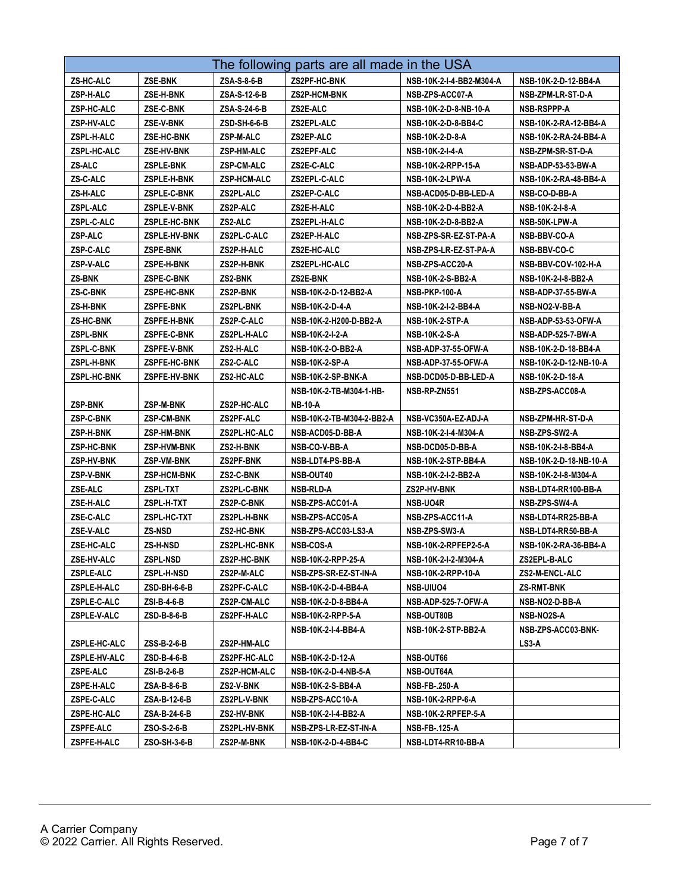| The following parts are all made in the USA | | | | | |
|---|---|---|---|---|---|
| ZS-HC-ALC | ZSE-BNK | ZSA-S-8-6-B | ZS2PF-HC-BNK | NSB-10K-2-I-4-BB2-M304-A | NSB-10K-2-D-12-BB4-A |
| ZSP-H-ALC | ZSE-H-BNK | ZSA-S-12-6-B | ZS2P-HCM-BNK | NSB-ZPS-ACC07-A | NSB-ZPM-LR-ST-D-A |
| ZSP-HC-ALC | ZSE-C-BNK | ZSA-S-24-6-B | ZS2E-ALC | NSB-10K-2-D-8-NB-10-A | NSB-RSPPP-A |
| ZSP-HV-ALC | ZSE-V-BNK | ZSD-SH-6-6-B | ZS2EPL-ALC | NSB-10K-2-D-8-BB4-C | NSB-10K-2-RA-12-BB4-A |
| ZSPL-H-ALC | ZSE-HC-BNK | ZSP-M-ALC | ZS2EP-ALC | NSB-10K-2-D-8-A | NSB-10K-2-RA-24-BB4-A |
| ZSPL-HC-ALC | ZSE-HV-BNK | ZSP-HM-ALC | ZS2EPF-ALC | NSB-10K-2-I-4-A | NSB-ZPM-SR-ST-D-A |
| ZS-ALC | ZSPLE-BNK | ZSP-CM-ALC | ZS2E-C-ALC | NSB-10K-2-RPP-15-A | NSB-ADP-53-53-BW-A |
| ZS-C-ALC | ZSPLE-H-BNK | ZSP-HCM-ALC | ZS2EPL-C-ALC | NSB-10K-2-LPW-A | NSB-10K-2-RA-48-BB4-A |
| ZS-H-ALC | ZSPLE-C-BNK | ZS2PL-ALC | ZS2EP-C-ALC | NSB-ACD05-D-BB-LED-A | NSB-CO-D-BB-A |
| ZSPL-ALC | ZSPLE-V-BNK | ZS2P-ALC | ZS2E-H-ALC | NSB-10K-2-D-4-BB2-A | NSB-10K-2-I-8-A |
| ZSPL-C-ALC | ZSPLE-HC-BNK | ZS2-ALC | ZS2EPL-H-ALC | NSB-10K-2-D-8-BB2-A | NSB-50K-LPW-A |
| ZSP-ALC | ZSPLE-HV-BNK | ZS2PL-C-ALC | ZS2EP-H-ALC | NSB-ZPS-SR-EZ-ST-PA-A | NSB-BBV-CO-A |
| ZSP-C-ALC | ZSPE-BNK | ZS2P-H-ALC | ZS2E-HC-ALC | NSB-ZPS-LR-EZ-ST-PA-A | NSB-BBV-CO-C |
| ZSP-V-ALC | ZSPE-H-BNK | ZS2P-H-BNK | ZS2EPL-HC-ALC | NSB-ZPS-ACC20-A | NSB-BBV-COV-102-H-A |
| ZS-BNK | ZSPE-C-BNK | ZS2-BNK | ZS2E-BNK | NSB-10K-2-S-BB2-A | NSB-10K-2-I-8-BB2-A |
| ZS-C-BNK | ZSPE-HC-BNK | ZS2P-BNK | NSB-10K-2-D-12-BB2-A | NSB-PKP-100-A | NSB-ADP-37-55-BW-A |
| ZS-H-BNK | ZSPFE-BNK | ZS2PL-BNK | NSB-10K-2-D-4-A | NSB-10K-2-I-2-BB4-A | NSB-NO2-V-BB-A |
| ZS-HC-BNK | ZSPFE-H-BNK | ZS2P-C-ALC | NSB-10K-2-H200-D-BB2-A | NSB-10K-2-STP-A | NSB-ADP-53-53-OFW-A |
| ZSPL-BNK | ZSPFE-C-BNK | ZS2PL-H-ALC | NSB-10K-2-I-2-A | NSB-10K-2-S-A | NSB-ADP-525-7-BW-A |
| ZSPL-C-BNK | ZSPFE-V-BNK | ZS2-H-ALC | NSB-10K-2-O-BB2-A | NSB-ADP-37-55-OFW-A | NSB-10K-2-D-18-BB4-A |
| ZSPL-H-BNK | ZSPFE-HC-BNK | ZS2-C-ALC | NSB-10K-2-SP-A | NSB-ADP-37-55-OFW-A | NSB-10K-2-D-12-NB-10-A |
| ZSPL-HC-BNK | ZSPFE-HV-BNK | ZS2-HC-ALC | NSB-10K-2-SP-BNK-A | NSB-DCD05-D-BB-LED-A | NSB-10K-2-D-18-A |
| ZSP-BNK | ZSP-M-BNK | ZS2P-HC-ALC | NSB-10K-2-TB-M304-1-HB-NB-10-A | NSB-RP-ZN551 | NSB-ZPS-ACC08-A |
| ZSP-C-BNK | ZSP-CM-BNK | ZS2PF-ALC | NSB-10K-2-TB-M304-2-BB2-A | NSB-VC350A-EZ-ADJ-A | NSB-ZPM-HR-ST-D-A |
| ZSP-H-BNK | ZSP-HM-BNK | ZS2PL-HC-ALC | NSB-ACD05-D-BB-A | NSB-10K-2-I-4-M304-A | NSB-ZPS-SW2-A |
| ZSP-HC-BNK | ZSP-HVM-BNK | ZS2-H-BNK | NSB-CO-V-BB-A | NSB-DCD05-D-BB-A | NSB-10K-2-I-8-BB4-A |
| ZSP-HV-BNK | ZSP-VM-BNK | ZS2PF-BNK | NSB-LDT4-PS-BB-A | NSB-10K-2-STP-BB4-A | NSB-10K-2-D-18-NB-10-A |
| ZSP-V-BNK | ZSP-HCM-BNK | ZS2-C-BNK | NSB-OUT40 | NSB-10K-2-I-2-BB2-A | NSB-10K-2-I-8-M304-A |
| ZSE-ALC | ZSPL-TXT | ZS2PL-C-BNK | NSB-RLD-A | ZS2P-HV-BNK | NSB-LDT4-RR100-BB-A |
| ZSE-H-ALC | ZSPL-H-TXT | ZS2P-C-BNK | NSB-ZPS-ACC01-A | NSB-UO4R | NSB-ZPS-SW4-A |
| ZSE-C-ALC | ZSPL-HC-TXT | ZS2PL-H-BNK | NSB-ZPS-ACC05-A | NSB-ZPS-ACC11-A | NSB-LDT4-RR25-BB-A |
| ZSE-V-ALC | ZS-NSD | ZS2-HC-BNK | NSB-ZPS-ACC03-LS3-A | NSB-ZPS-SW3-A | NSB-LDT4-RR50-BB-A |
| ZSE-HC-ALC | ZS-H-NSD | ZS2PL-HC-BNK | NSB-COS-A | NSB-10K-2-RPFEP2-5-A | NSB-10K-2-RA-36-BB4-A |
| ZSE-HV-ALC | ZSPL-NSD | ZS2P-HC-BNK | NSB-10K-2-RPP-25-A | NSB-10K-2-I-2-M304-A | ZS2EPL-B-ALC |
| ZSPLE-ALC | ZSPL-H-NSD | ZS2P-M-ALC | NSB-ZPS-SR-EZ-ST-IN-A | NSB-10K-2-RPP-10-A | ZS2-M-ENCL-ALC |
| ZSPLE-H-ALC | ZSD-BH-6-6-B | ZS2PF-C-ALC | NSB-10K-2-D-4-BB4-A | NSB-UIUO4 | ZS-RMT-BNK |
| ZSPLE-C-ALC | ZSI-B-4-6-B | ZS2P-CM-ALC | NSB-10K-2-D-8-BB4-A | NSB-ADP-525-7-OFW-A | NSB-NO2-D-BB-A |
| ZSPLE-V-ALC | ZSD-B-8-6-B | ZS2PF-H-ALC | NSB-10K-2-RPP-5-A | NSB-OUT80B | NSB-NO2S-A |
| ZSPLE-HC-ALC | ZSS-B-2-6-B | ZS2P-HM-ALC | NSB-10K-2-I-4-BB4-A | NSB-10K-2-STP-BB2-A | NSB-ZPS-ACC03-BNK-LS3-A |
| ZSPLE-HV-ALC | ZSD-B-4-6-B | ZS2PF-HC-ALC | NSB-10K-2-D-12-A | NSB-OUT66 | |
| ZSPE-ALC | ZSI-B-2-6-B | ZS2P-HCM-ALC | NSB-10K-2-D-4-NB-5-A | NSB-OUT64A | |
| ZSPE-H-ALC | ZSA-B-8-6-B | ZS2-V-BNK | NSB-10K-2-S-BB4-A | NSB-FB-.250-A | |
| ZSPE-C-ALC | ZSA-B-12-6-B | ZS2PL-V-BNK | NSB-ZPS-ACC10-A | NSB-10K-2-RPP-6-A | |
| ZSPE-HC-ALC | ZSA-B-24-6-B | ZS2-HV-BNK | NSB-10K-2-I-4-BB2-A | NSB-10K-2-RPFEP-5-A | |
| ZSPFE-ALC | ZSO-S-2-6-B | ZS2PL-HV-BNK | NSB-ZPS-LR-EZ-ST-IN-A | NSB-FB-.125-A | |
| ZSPFE-H-ALC | ZSO-SH-3-6-B | ZS2P-M-BNK | NSB-10K-2-D-4-BB4-C | NSB-LDT4-RR10-BB-A | |

A Carrier Company
© 2022 Carrier. All Rights Reserved.